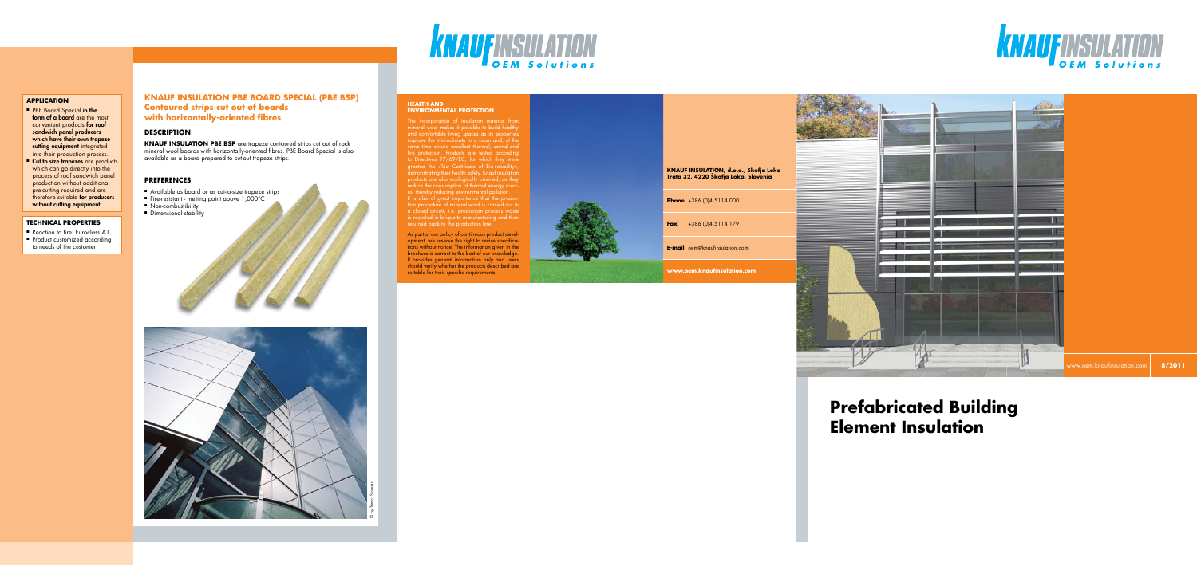## APPLICATION

- PBE Board Special **in the form of a board** are the most convenient products **for roof sandwich panel producers which have their own trapeze cutting equipment** integrated into their production process.
- **Cut to size trapezes** are products which can go directly into the process of roof sandwich panel production without additional pre-cutting required and are therefore suitable **for producers without cutting equipment**.

## TECHNICAL PROPERTIES

- Reaction to fire: Euroclass A1
- Product customized according to needs of the customer

# KNAUF INSULATION PBE BOARD SPECIAL (PBE BSP)

## Contoured strips cut out of boards with horizontally-oriented fibres

### DESCRIPTION

**KNAUF INSULATION PBE BSP** are trapeze contoured strips cut out of rock mineral wool boards with horizontally-oriented fibres. PBE Board Special is also available as a board prepared to cut-out trapeze strips.

### PREFERENCES

- Available as board or as cut-to-size trapeze strips
- Fire-resistant - melting point above 1,000°C
- Non-combustibility
- Dimensional stability

© by Trimo, Slovenia

### HEALTH AND ENVIRONMENTAL PROTECTION

The incorporation of insulation material from mineral wool makes it possible to build healthy and comfortable living spaces as its properties improve the microclimate in a room and, at the same time ensure excellent thermal, sound and fire protection. Products are tested according to Directives 97/69/EC, for which they were granted the eRal Certificate of Bio-solubility, demonstrating their health safety. Knauf Insulation products are also ecologically oriented, as they reduce the consumption of thermal energy sources, thereby reducing environmental pollution.
It is also of great importance that the production procedure of mineral wool is carried out in a closed circuit, i.e. production process waste is recycled in briquette manufacturing and then returned back to the production line.

As part of our policy of continuous product development, we reserve the right to revise specifications without notice. The information given in the brochure is correct to the best of our knowledge. It provides general information only and users should verify whether the products described are suitable for their specific requirements.

**KNAUF INSULATION, d.o.o., Škofja Loka**
**Trata 32, 4220 Škofja Loka, Slovenia**

**Phone** +386 (0)4 5114 000

**Fax** +386 (0)4 5114 179

**E-mail** oem@knaufinsulation.com

**www.oem.knaufinsulation.com**

www.oem.knaufinsulation.com **8/2011**

# Prefabricated Building Element Insulation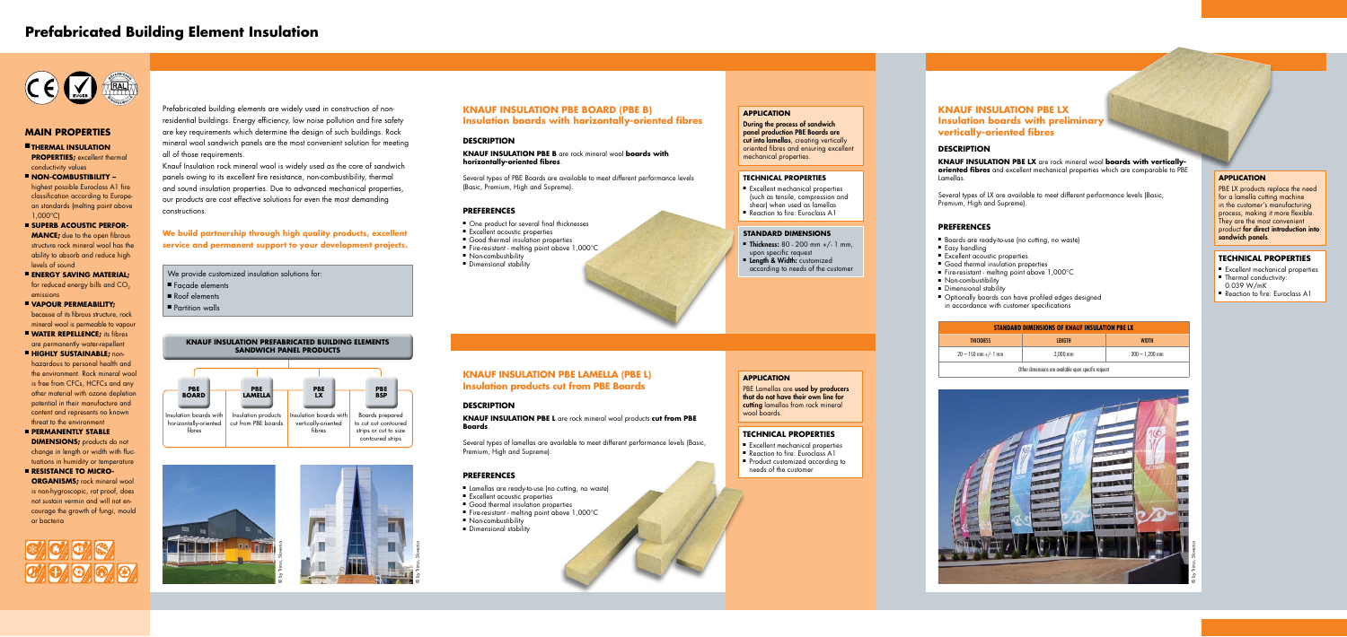# Prefabricated Building Element Insulation

## MAIN PROPERTIES

- **THERMAL INSULATION PROPERTIES;** excellent thermal conductivity values
- **NON-COMBUSTIBILITY –** highest possible Euroclass A1 fire classification according to European standards (melting point above 1,000°C)
- **SUPERB ACOUSTIC PERFORMANCE;** due to the open fibrous structure rock mineral wool has the ability to absorb and reduce high levels of sound
- **ENERGY SAVING MATERIAL;** for reduced energy bills and $CO_2$ emissions
- **VAPOUR PERMEABILITY;** because of its fibrous structure, rock mineral wool is permeable to vapour
- **WATER REPELLENCE;** its fibres are permanently water-repellent
- **HIGHLY SUSTAINABLE;** non-hazardous to personal health and the environment. Rock mineral wool is free from CFCs, HCFCs and any other material with ozone depletion potential in their manufacture and content and represents no known threat to the environment
- **PERMANENTLY STABLE DIMENSIONS;** products do not change in length or width with fluctuations in humidity or temperature
- **RESISTANCE TO MICRO-ORGANISMS;** rock mineral wool is non-hygroscopic, rot proof, does not sustain vermin and will not encourage the growth of fungi, mould or bacteria

Prefabricated building elements are widely used in construction of non-residential buildings. Energy efficiency, low noise pollution and fire safety are key requirements which determine the design of such buildings. Rock mineral wool sandwich panels are the most convenient solution for meeting all of those requirements.

Knauf Insulation rock mineral wool is widely used as the core of sandwich panels owing to its excellent fire resistance, non-combustibility, thermal and sound insulation properties. Due to advanced mechanical properties, our products are cost effective solutions for even the most demanding constructions.

**We build partnership through high quality products, excellent service and permanent support to your development projects.**

We provide customized insulation solutions for:

- Façade elements
- Roof elements
- Partition walls

**KNAUF INSULATION PREFABRICATED BUILDING ELEMENTS SANDWICH PANEL PRODUCTS**

| PBE BOARD | PBE LAMELLA | PBE LX | PBE BSP |
|---|---|---|---|
| Insulation boards with horizontally-oriented fibres | Insulation products cut from PBE boards | Insulation boards with vertically-oriented fibres | Boards prepared to cut out contoured strips or cut to size contoured strips |

© by Trimo, Slovenia

© by Trimo, Slovenia

## KNAUF INSULATION PBE BOARD (PBE B) Insulation boards with horizontally-oriented fibres

### DESCRIPTION

**KNAUF INSULATION PBE B** are rock mineral wool **boards with horizontally-oriented fibres**.

Several types of PBE Boards are available to meet different performance levels (Basic, Premium, High and Supreme).

### PREFERENCES

- One product for several final thicknesses
- Excellent acoustic properties
- Good thermal insulation properties
- Fire-resistant - melting point above 1,000°C
- Non-combustibility
- Dimensional stability

### APPLICATION

**During the process of sandwich panel production PBE Boards are cut into lamellas**, creating vertically oriented fibres and ensuring excellent mechanical properties.

### TECHNICAL PROPERTIES

- Excellent mechanical properties (such as tensile, compression and shear) when used as lamellas
- Reaction to fire: Euroclass A1

### STANDARD DIMENSIONS

- **Thickness:** 80 - 200 mm +/- 1 mm, upon specific request
- **Length & Width:** customized according to needs of the customer

## KNAUF INSULATION PBE LAMELLA (PBE L) Insulation products cut from PBE Boards

### DESCRIPTION

**KNAUF INSULATION PBE L** are rock mineral wool products **cut from PBE Boards**.

Several types of lamellas are available to meet different performance levels (Basic, Premium, High and Supreme).

### PREFERENCES

- Lamellas are ready-to-use (no cutting, no waste)
- Excellent acoustic properties
- Good thermal insulation properties
- Fire-resistant - melting point above 1,000°C
- Non-combustibility
- Dimensional stability

### APPLICATION

PBE Lamellas are **used by producers that do not have their own line for cutting** lamellas from rock mineral wool boards.

### TECHNICAL PROPERTIES

- Excellent mechanical properties
- Reaction to fire: Euroclass A1
- Product customized according to needs of the customer

## KNAUF INSULATION PBE LX Insulation boards with preliminary vertically-oriented fibres

### DESCRIPTION

**KNAUF INSULATION PBE LX** are rock mineral wool **boards with vertically-oriented fibres** and excellent mechanical properties which are comparable to PBE Lamellas.

Several types of LX are available to meet different performance levels (Basic, Premium, High and Supreme).

### PREFERENCES

- Boards are ready-to-use (no cutting, no waste)
- Easy handling
- Excellent acoustic properties
- Good thermal insulation properties
- Fire-resistant - melting point above 1,000°C
- Non-combustibility
- Dimensional stability
- Optionally boards can have profiled edges designed in accordance with customer specifications

| STANDARD DIMENSIONS OF KNAUF INSULATION PBE LX | | |
|---|---|---|
| THICKNESS | LENGTH | WIDTH |
| 20 – 150 mm +/- 1 mm | 2,000 mm | 300 – 1,200 mm |
| Other dimensions are available upon specific request | | |

© by Trimo, Slovenia

### APPLICATION

PBE LX products replace the need for a lamella cutting machine in the customer's manufacturing process, making it more flexible. They are the most convenient product **for direct introduction into sandwich panels**.

### TECHNICAL PROPERTIES

- Excellent mechanical properties
- Thermal conductivity: 0.039 W/mK
- Reaction to fire: Euroclass A1